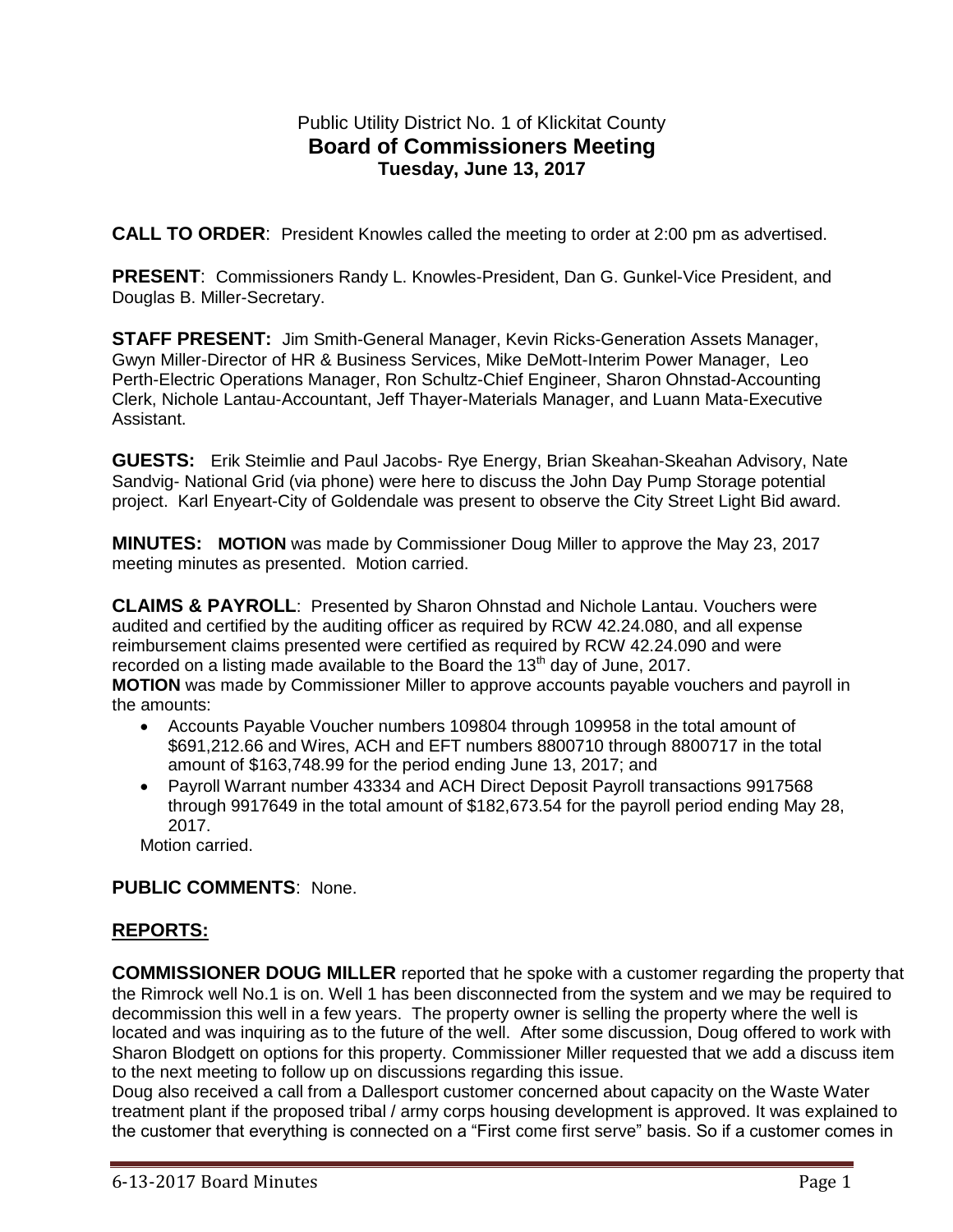# Public Utility District No. 1 of Klickitat County
## Board of Commissioners Meeting
### Tuesday, June 13, 2017

**CALL TO ORDER**: President Knowles called the meeting to order at 2:00 pm as advertised.

**PRESENT**: Commissioners Randy L. Knowles-President, Dan G. Gunkel-Vice President, and Douglas B. Miller-Secretary.

**STAFF PRESENT:** Jim Smith-General Manager, Kevin Ricks-Generation Assets Manager, Gwyn Miller-Director of HR & Business Services, Mike DeMott-Interim Power Manager, Leo Perth-Electric Operations Manager, Ron Schultz-Chief Engineer, Sharon Ohnstad-Accounting Clerk, Nichole Lantau-Accountant, Jeff Thayer-Materials Manager, and Luann Mata-Executive Assistant.

**GUESTS:** Erik Steimlie and Paul Jacobs- Rye Energy, Brian Skeahan-Skeahan Advisory, Nate Sandvig- National Grid (via phone) were here to discuss the John Day Pump Storage potential project. Karl Enyeart-City of Goldendale was present to observe the City Street Light Bid award.

**MINUTES:** **MOTION** was made by Commissioner Doug Miller to approve the May 23, 2017 meeting minutes as presented. Motion carried.

**CLAIMS & PAYROLL**: Presented by Sharon Ohnstad and Nichole Lantau. Vouchers were audited and certified by the auditing officer as required by RCW 42.24.080, and all expense reimbursement claims presented were certified as required by RCW 42.24.090 and were recorded on a listing made available to the Board the 13th day of June, 2017.

**MOTION** was made by Commissioner Miller to approve accounts payable vouchers and payroll in the amounts:

- Accounts Payable Voucher numbers 109804 through 109958 in the total amount of $691,212.66 and Wires, ACH and EFT numbers 8800710 through 8800717 in the total amount of $163,748.99 for the period ending June 13, 2017; and
- Payroll Warrant number 43334 and ACH Direct Deposit Payroll transactions 9917568 through 9917649 in the total amount of $182,673.54 for the payroll period ending May 28, 2017.

Motion carried.

**PUBLIC COMMENTS**: None.

## REPORTS:

**COMMISSIONER DOUG MILLER** reported that he spoke with a customer regarding the property that the Rimrock well No.1 is on. Well 1 has been disconnected from the system and we may be required to decommission this well in a few years. The property owner is selling the property where the well is located and was inquiring as to the future of the well. After some discussion, Doug offered to work with Sharon Blodgett on options for this property. Commissioner Miller requested that we add a discuss item to the next meeting to follow up on discussions regarding this issue.

Doug also received a call from a Dallesport customer concerned about capacity on the Waste Water treatment plant if the proposed tribal / army corps housing development is approved. It was explained to the customer that everything is connected on a "First come first serve" basis. So if a customer comes in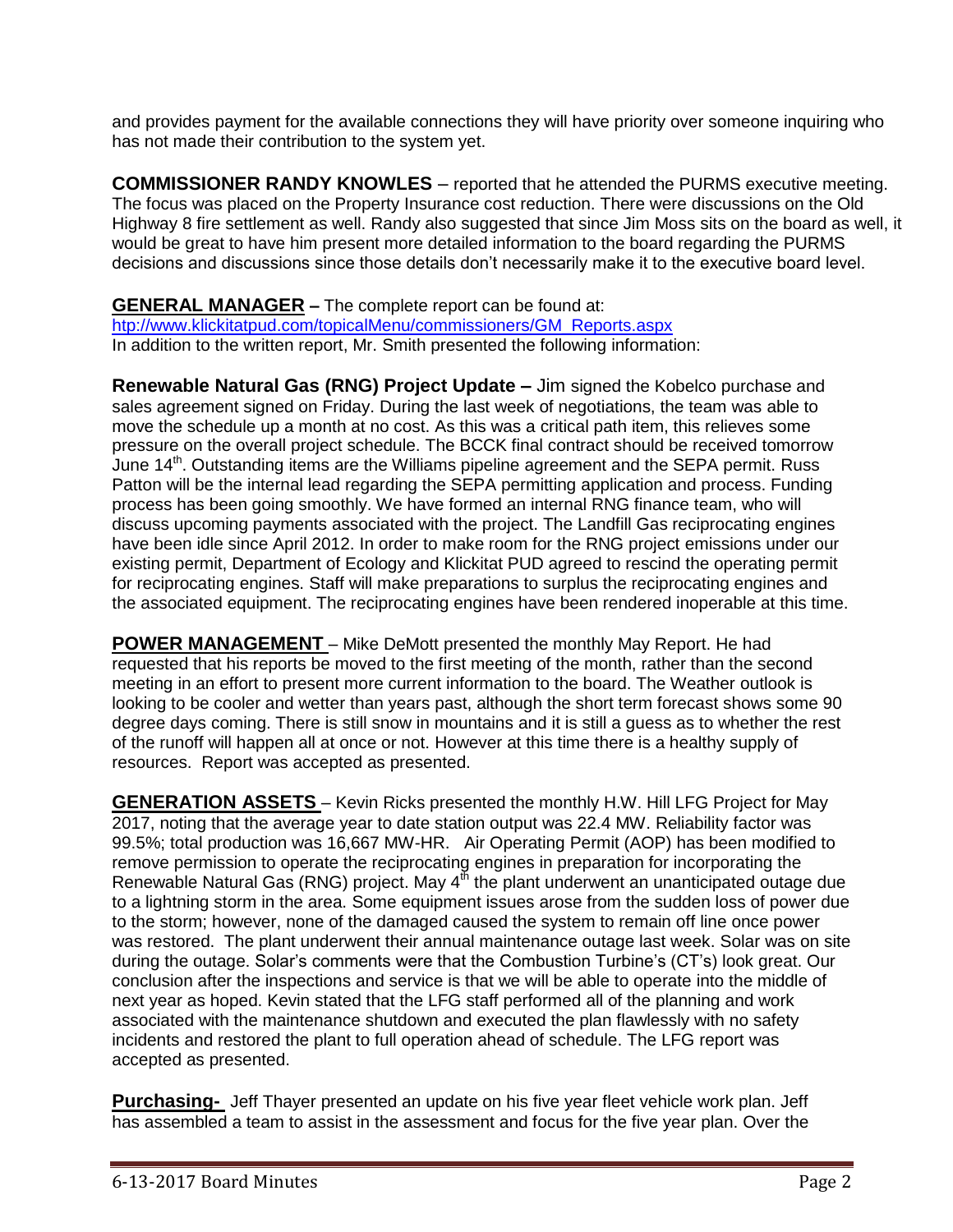and provides payment for the available connections they will have priority over someone inquiring who has not made their contribution to the system yet.

**COMMISSIONER RANDY KNOWLES** – reported that he attended the PURMS executive meeting. The focus was placed on the Property Insurance cost reduction. There were discussions on the Old Highway 8 fire settlement as well. Randy also suggested that since Jim Moss sits on the board as well, it would be great to have him present more detailed information to the board regarding the PURMS decisions and discussions since those details don't necessarily make it to the executive board level.

**GENERAL MANAGER –** The complete report can be found at: [htp://www.klickitatpud.com/topicalMenu/commissioners/GM_Reports.aspx](htp://www.klickitatpud.com/topicalMenu/commissioners/GM_Reports.aspx)
In addition to the written report, Mr. Smith presented the following information:

**Renewable Natural Gas (RNG) Project Update –** Jim signed the Kobelco purchase and sales agreement signed on Friday. During the last week of negotiations, the team was able to move the schedule up a month at no cost. As this was a critical path item, this relieves some pressure on the overall project schedule. The BCCK final contract should be received tomorrow June 14th. Outstanding items are the Williams pipeline agreement and the SEPA permit. Russ Patton will be the internal lead regarding the SEPA permitting application and process. Funding process has been going smoothly. We have formed an internal RNG finance team, who will discuss upcoming payments associated with the project. The Landfill Gas reciprocating engines have been idle since April 2012. In order to make room for the RNG project emissions under our existing permit, Department of Ecology and Klickitat PUD agreed to rescind the operating permit for reciprocating engines. Staff will make preparations to surplus the reciprocating engines and the associated equipment. The reciprocating engines have been rendered inoperable at this time.

**POWER MANAGEMENT** – Mike DeMott presented the monthly May Report. He had requested that his reports be moved to the first meeting of the month, rather than the second meeting in an effort to present more current information to the board. The Weather outlook is looking to be cooler and wetter than years past, although the short term forecast shows some 90 degree days coming. There is still snow in mountains and it is still a guess as to whether the rest of the runoff will happen all at once or not. However at this time there is a healthy supply of resources. Report was accepted as presented.

**GENERATION ASSETS** – Kevin Ricks presented the monthly H.W. Hill LFG Project for May 2017, noting that the average year to date station output was 22.4 MW. Reliability factor was 99.5%; total production was 16,667 MW-HR. Air Operating Permit (AOP) has been modified to remove permission to operate the reciprocating engines in preparation for incorporating the Renewable Natural Gas (RNG) project. May 4th the plant underwent an unanticipated outage due to a lightning storm in the area. Some equipment issues arose from the sudden loss of power due to the storm; however, none of the damaged caused the system to remain off line once power was restored. The plant underwent their annual maintenance outage last week. Solar was on site during the outage. Solar's comments were that the Combustion Turbine's (CT's) look great. Our conclusion after the inspections and service is that we will be able to operate into the middle of next year as hoped. Kevin stated that the LFG staff performed all of the planning and work associated with the maintenance shutdown and executed the plan flawlessly with no safety incidents and restored the plant to full operation ahead of schedule. The LFG report was accepted as presented.

**Purchasing-** Jeff Thayer presented an update on his five year fleet vehicle work plan. Jeff has assembled a team to assist in the assessment and focus for the five year plan. Over the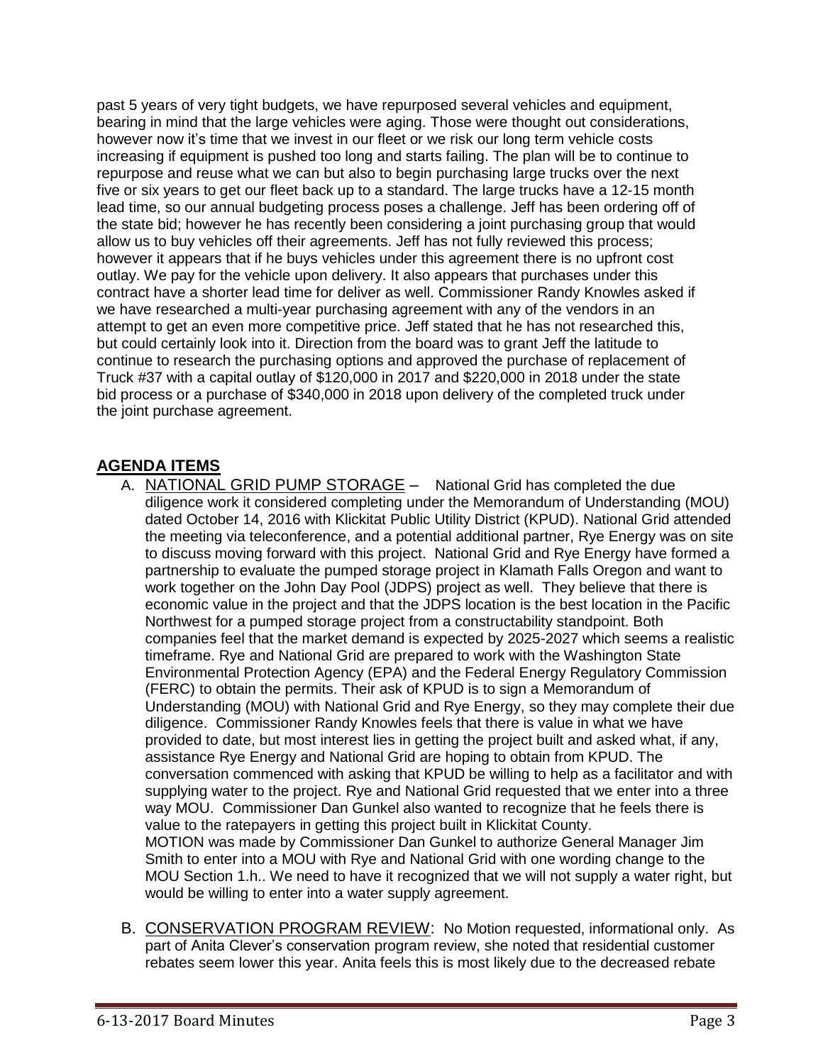past 5 years of very tight budgets, we have repurposed several vehicles and equipment, bearing in mind that the large vehicles were aging. Those were thought out considerations, however now it's time that we invest in our fleet or we risk our long term vehicle costs increasing if equipment is pushed too long and starts failing. The plan will be to continue to repurpose and reuse what we can but also to begin purchasing large trucks over the next five or six years to get our fleet back up to a standard. The large trucks have a 12-15 month lead time, so our annual budgeting process poses a challenge. Jeff has been ordering off of the state bid; however he has recently been considering a joint purchasing group that would allow us to buy vehicles off their agreements. Jeff has not fully reviewed this process; however it appears that if he buys vehicles under this agreement there is no upfront cost outlay. We pay for the vehicle upon delivery. It also appears that purchases under this contract have a shorter lead time for deliver as well. Commissioner Randy Knowles asked if we have researched a multi-year purchasing agreement with any of the vendors in an attempt to get an even more competitive price. Jeff stated that he has not researched this, but could certainly look into it. Direction from the board was to grant Jeff the latitude to continue to research the purchasing options and approved the purchase of replacement of Truck #37 with a capital outlay of $120,000 in 2017 and $220,000 in 2018 under the state bid process or a purchase of $340,000 in 2018 upon delivery of the completed truck under the joint purchase agreement.

## AGENDA ITEMS

A. NATIONAL GRID PUMP STORAGE – National Grid has completed the due diligence work it considered completing under the Memorandum of Understanding (MOU) dated October 14, 2016 with Klickitat Public Utility District (KPUD). National Grid attended the meeting via teleconference, and a potential additional partner, Rye Energy was on site to discuss moving forward with this project. National Grid and Rye Energy have formed a partnership to evaluate the pumped storage project in Klamath Falls Oregon and want to work together on the John Day Pool (JDPS) project as well. They believe that there is economic value in the project and that the JDPS location is the best location in the Pacific Northwest for a pumped storage project from a constructability standpoint. Both companies feel that the market demand is expected by 2025-2027 which seems a realistic timeframe. Rye and National Grid are prepared to work with the Washington State Environmental Protection Agency (EPA) and the Federal Energy Regulatory Commission (FERC) to obtain the permits. Their ask of KPUD is to sign a Memorandum of Understanding (MOU) with National Grid and Rye Energy, so they may complete their due diligence. Commissioner Randy Knowles feels that there is value in what we have provided to date, but most interest lies in getting the project built and asked what, if any, assistance Rye Energy and National Grid are hoping to obtain from KPUD. The conversation commenced with asking that KPUD be willing to help as a facilitator and with supplying water to the project. Rye and National Grid requested that we enter into a three way MOU. Commissioner Dan Gunkel also wanted to recognize that he feels there is value to the ratepayers in getting this project built in Klickitat County.
MOTION was made by Commissioner Dan Gunkel to authorize General Manager Jim Smith to enter into a MOU with Rye and National Grid with one wording change to the MOU Section 1.h.. We need to have it recognized that we will not supply a water right, but would be willing to enter into a water supply agreement.

B. CONSERVATION PROGRAM REVIEW: No Motion requested, informational only. As part of Anita Clever's conservation program review, she noted that residential customer rebates seem lower this year. Anita feels this is most likely due to the decreased rebate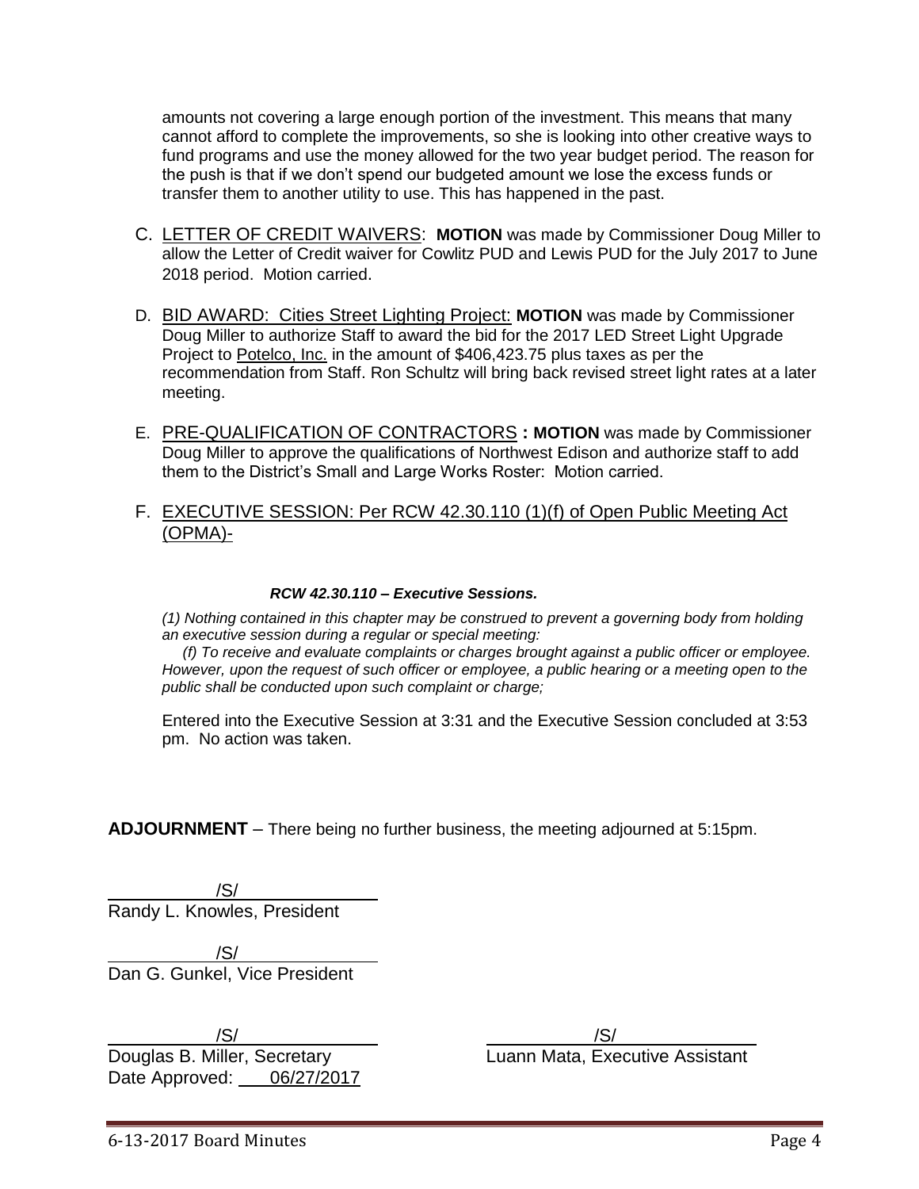amounts not covering a large enough portion of the investment. This means that many cannot afford to complete the improvements, so she is looking into other creative ways to fund programs and use the money allowed for the two year budget period. The reason for the push is that if we don't spend our budgeted amount we lose the excess funds or transfer them to another utility to use. This has happened in the past.

C. LETTER OF CREDIT WAIVERS: **MOTION** was made by Commissioner Doug Miller to allow the Letter of Credit waiver for Cowlitz PUD and Lewis PUD for the July 2017 to June 2018 period. Motion carried.

D. BID AWARD: Cities Street Lighting Project: **MOTION** was made by Commissioner Doug Miller to authorize Staff to award the bid for the 2017 LED Street Light Upgrade Project to Potelco, Inc. in the amount of $406,423.75 plus taxes as per the recommendation from Staff. Ron Schultz will bring back revised street light rates at a later meeting.

E. PRE-QUALIFICATION OF CONTRACTORS **: MOTION** was made by Commissioner Doug Miller to approve the qualifications of Northwest Edison and authorize staff to add them to the District's Small and Large Works Roster: Motion carried.

F. EXECUTIVE SESSION: Per RCW 42.30.110 (1)(f) of Open Public Meeting Act (OPMA)-

***RCW 42.30.110 – Executive Sessions.***

*(1) Nothing contained in this chapter may be construed to prevent a governing body from holding an executive session during a regular or special meeting:*

*(f) To receive and evaluate complaints or charges brought against a public officer or employee. However, upon the request of such officer or employee, a public hearing or a meeting open to the public shall be conducted upon such complaint or charge;*

Entered into the Executive Session at 3:31 and the Executive Session concluded at 3:53 pm. No action was taken.

**ADJOURNMENT** – There being no further business, the meeting adjourned at 5:15pm.

/S/
Randy L. Knowles, President

/S/
Dan G. Gunkel, Vice President

/S/
Douglas B. Miller, Secretary
Date Approved: 06/27/2017

/S/
Luann Mata, Executive Assistant